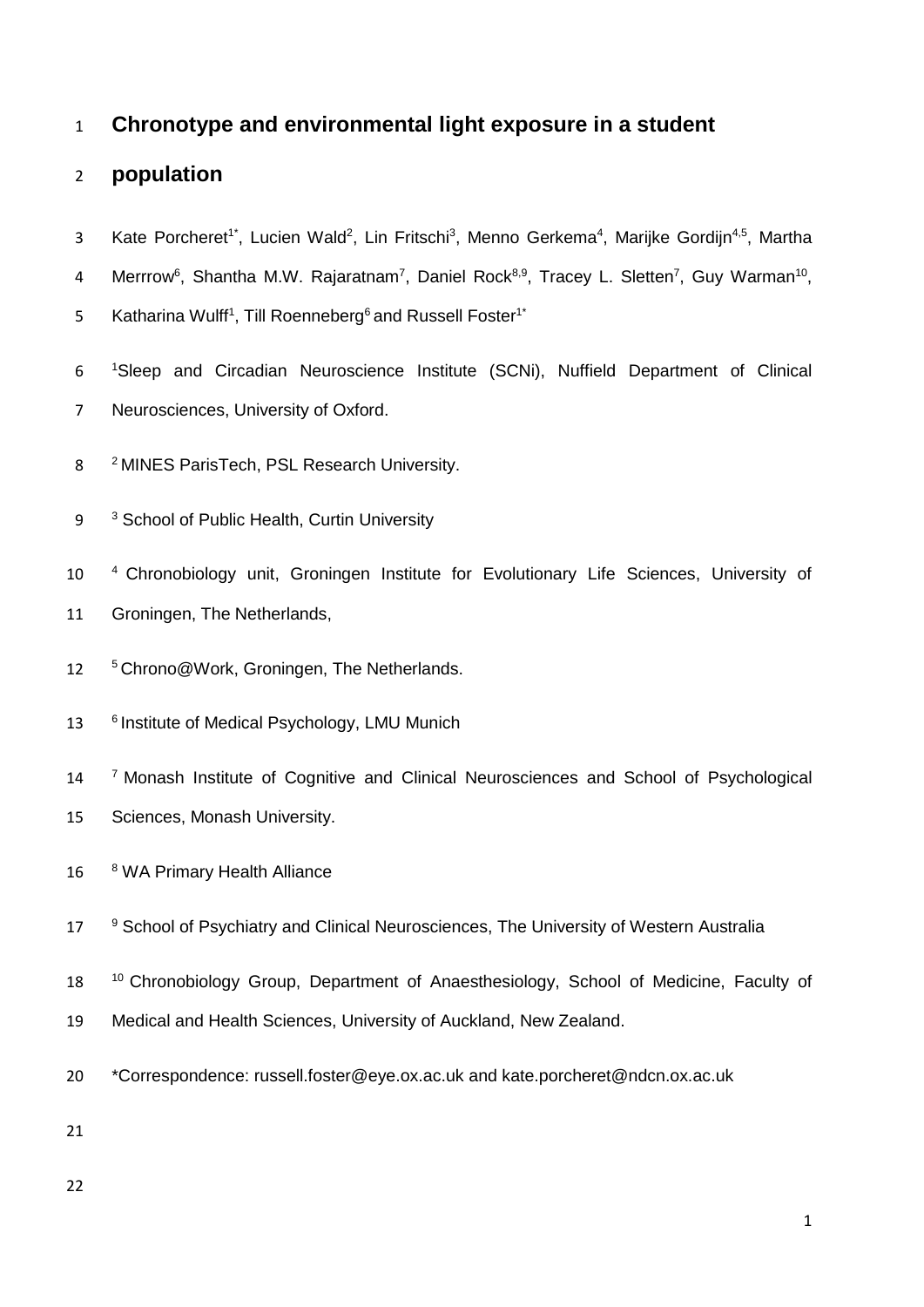# Chronotype and environmental light exposure in a student population

Kate Porcheret[1*], Lucien Wald[2], Lin Fritschi[3], Menno Gerkema[4], Marijke Gordijn[4,5], Martha Merrrow[6], Shantha M.W. Rajaratnam[7], Daniel Rock[8,9], Tracey L. Sletten[7], Guy Warman[10], Katharina Wulff[1], Till Roenneberg[6] and Russell Foster[1*]

[1]Sleep and Circadian Neuroscience Institute (SCNi), Nuffield Department of Clinical Neurosciences, University of Oxford.

[2] MINES ParisTech, PSL Research University.

[3] School of Public Health, Curtin University

[4] Chronobiology unit, Groningen Institute for Evolutionary Life Sciences, University of Groningen, The Netherlands,

[5] Chrono@Work, Groningen, The Netherlands.

[6] Institute of Medical Psychology, LMU Munich

[7] Monash Institute of Cognitive and Clinical Neurosciences and School of Psychological Sciences, Monash University.

[8] WA Primary Health Alliance

[9] School of Psychiatry and Clinical Neurosciences, The University of Western Australia

[10] Chronobiology Group, Department of Anaesthesiology, School of Medicine, Faculty of Medical and Health Sciences, University of Auckland, New Zealand.

*Correspondence: russell.foster@eye.ox.ac.uk and kate.porcheret@ndcn.ox.ac.uk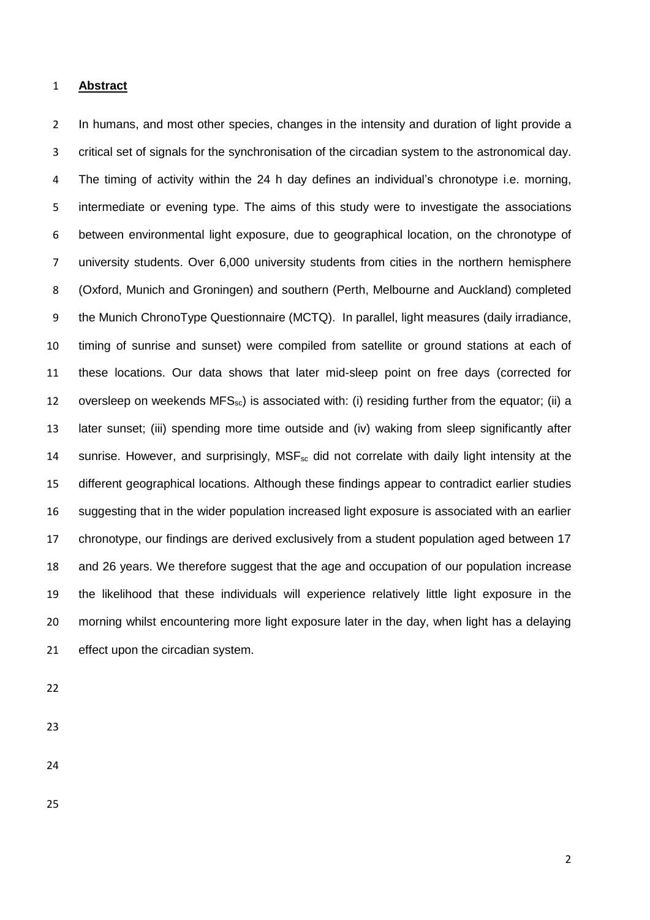## Abstract

In humans, and most other species, changes in the intensity and duration of light provide a critical set of signals for the synchronisation of the circadian system to the astronomical day. The timing of activity within the 24 h day defines an individual's chronotype i.e. morning, intermediate or evening type. The aims of this study were to investigate the associations between environmental light exposure, due to geographical location, on the chronotype of university students. Over 6,000 university students from cities in the northern hemisphere (Oxford, Munich and Groningen) and southern (Perth, Melbourne and Auckland) completed the Munich ChronoType Questionnaire (MCTQ). In parallel, light measures (daily irradiance, timing of sunrise and sunset) were compiled from satellite or ground stations at each of these locations. Our data shows that later mid-sleep point on free days (corrected for oversleep on weekends $MFS_{sc}$) is associated with: (i) residing further from the equator; (ii) a later sunset; (iii) spending more time outside and (iv) waking from sleep significantly after sunrise. However, and surprisingly, $MSF_{sc}$ did not correlate with daily light intensity at the different geographical locations. Although these findings appear to contradict earlier studies suggesting that in the wider population increased light exposure is associated with an earlier chronotype, our findings are derived exclusively from a student population aged between 17 and 26 years. We therefore suggest that the age and occupation of our population increase the likelihood that these individuals will experience relatively little light exposure in the morning whilst encountering more light exposure later in the day, when light has a delaying effect upon the circadian system.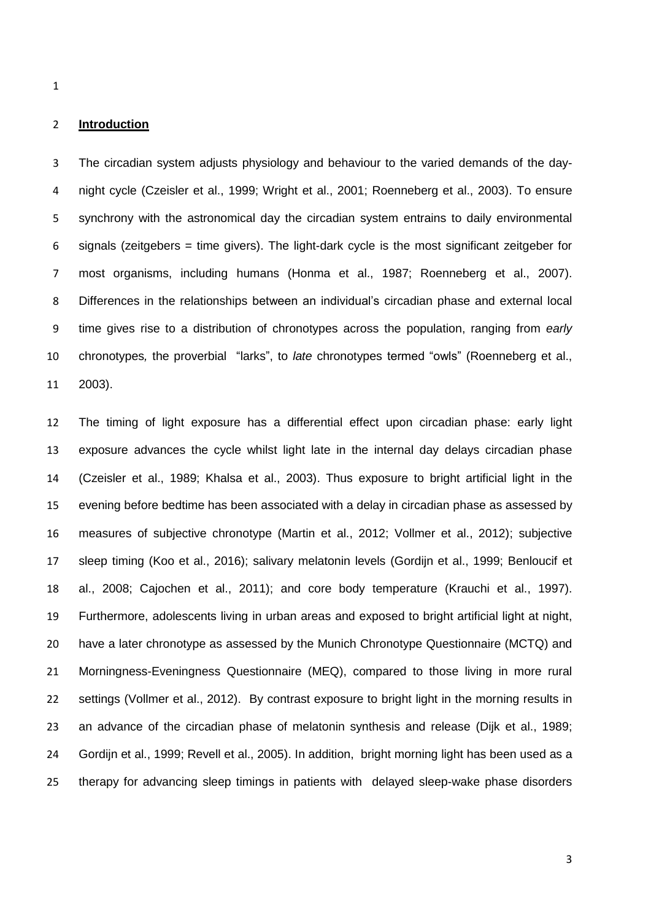## Introduction

The circadian system adjusts physiology and behaviour to the varied demands of the day-night cycle (Czeisler et al., 1999; Wright et al., 2001; Roenneberg et al., 2003). To ensure synchrony with the astronomical day the circadian system entrains to daily environmental signals (zeitgebers = time givers). The light-dark cycle is the most significant zeitgeber for most organisms, including humans (Honma et al., 1987; Roenneberg et al., 2007). Differences in the relationships between an individual's circadian phase and external local time gives rise to a distribution of chronotypes across the population, ranging from *early* chronotypes*,* the proverbial "larks", to *late* chronotypes termed "owls" (Roenneberg et al., 2003).

The timing of light exposure has a differential effect upon circadian phase: early light exposure advances the cycle whilst light late in the internal day delays circadian phase (Czeisler et al., 1989; Khalsa et al., 2003). Thus exposure to bright artificial light in the evening before bedtime has been associated with a delay in circadian phase as assessed by measures of subjective chronotype (Martin et al., 2012; Vollmer et al., 2012); subjective sleep timing (Koo et al., 2016); salivary melatonin levels (Gordijn et al., 1999; Benloucif et al., 2008; Cajochen et al., 2011); and core body temperature (Krauchi et al., 1997). Furthermore, adolescents living in urban areas and exposed to bright artificial light at night, have a later chronotype as assessed by the Munich Chronotype Questionnaire (MCTQ) and Morningness-Eveningness Questionnaire (MEQ), compared to those living in more rural settings (Vollmer et al., 2012). By contrast exposure to bright light in the morning results in an advance of the circadian phase of melatonin synthesis and release (Dijk et al., 1989; Gordijn et al., 1999; Revell et al., 2005). In addition, bright morning light has been used as a therapy for advancing sleep timings in patients with delayed sleep-wake phase disorders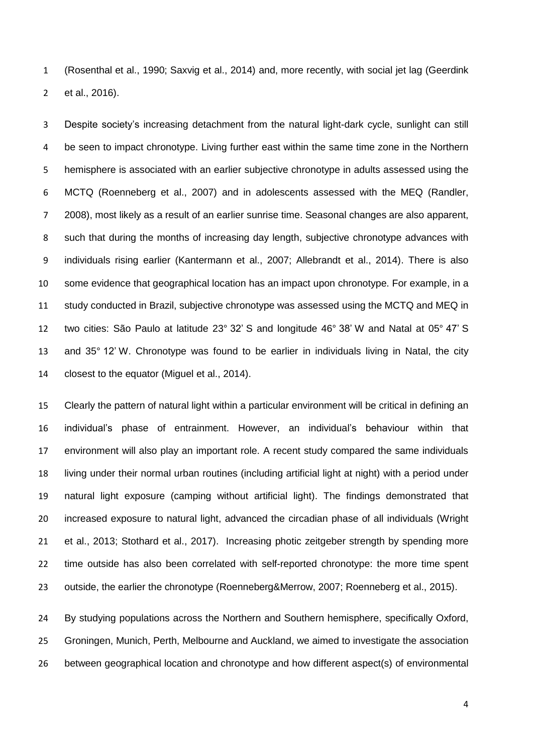(Rosenthal et al., 1990; Saxvig et al., 2014) and, more recently, with social jet lag (Geerdink et al., 2016).

Despite society's increasing detachment from the natural light-dark cycle, sunlight can still be seen to impact chronotype. Living further east within the same time zone in the Northern hemisphere is associated with an earlier subjective chronotype in adults assessed using the MCTQ (Roenneberg et al., 2007) and in adolescents assessed with the MEQ (Randler, 2008), most likely as a result of an earlier sunrise time. Seasonal changes are also apparent, such that during the months of increasing day length, subjective chronotype advances with individuals rising earlier (Kantermann et al., 2007; Allebrandt et al., 2014). There is also some evidence that geographical location has an impact upon chronotype. For example, in a study conducted in Brazil, subjective chronotype was assessed using the MCTQ and MEQ in two cities: São Paulo at latitude 23° 32' S and longitude 46° 38' W and Natal at 05° 47' S and 35° 12' W. Chronotype was found to be earlier in individuals living in Natal, the city closest to the equator (Miguel et al., 2014).

Clearly the pattern of natural light within a particular environment will be critical in defining an individual's phase of entrainment. However, an individual's behaviour within that environment will also play an important role. A recent study compared the same individuals living under their normal urban routines (including artificial light at night) with a period under natural light exposure (camping without artificial light). The findings demonstrated that increased exposure to natural light, advanced the circadian phase of all individuals (Wright et al., 2013; Stothard et al., 2017). Increasing photic zeitgeber strength by spending more time outside has also been correlated with self-reported chronotype: the more time spent outside, the earlier the chronotype (Roenneberg&Merrow, 2007; Roenneberg et al., 2015).

By studying populations across the Northern and Southern hemisphere, specifically Oxford, Groningen, Munich, Perth, Melbourne and Auckland, we aimed to investigate the association between geographical location and chronotype and how different aspect(s) of environmental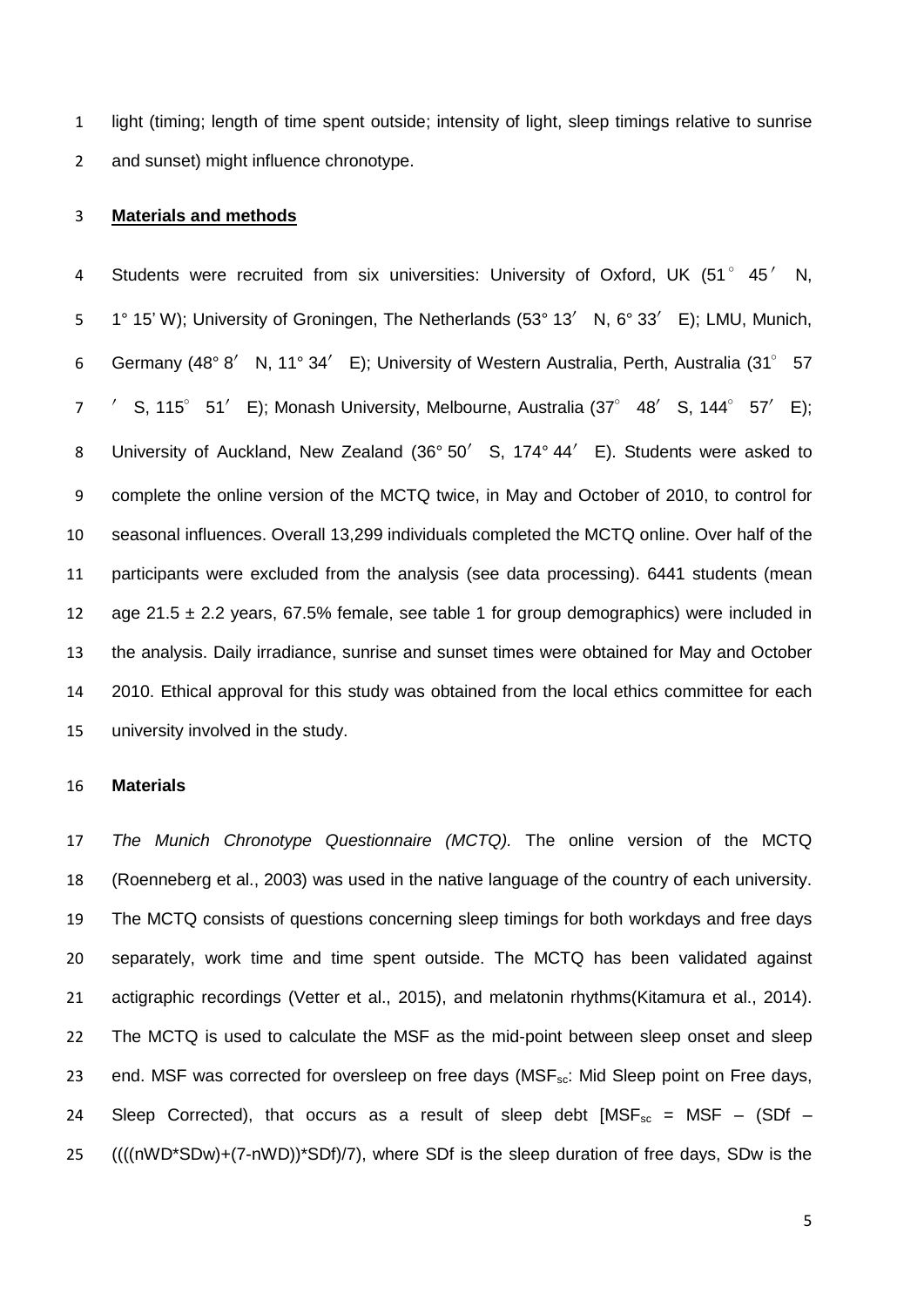light (timing; length of time spent outside; intensity of light, sleep timings relative to sunrise and sunset) might influence chronotype.

## **Materials and methods**

Students were recruited from six universities: University of Oxford, UK (51° 45′ N, 1° 15' W); University of Groningen, The Netherlands (53° 13′ N, 6° 33′ E); LMU, Munich, Germany (48° 8′ N, 11° 34′ E); University of Western Australia, Perth, Australia (31° 57′ S, 115° 51′ E); Monash University, Melbourne, Australia (37° 48′ S, 144° 57′ E); University of Auckland, New Zealand (36° 50′ S, 174° 44′ E). Students were asked to complete the online version of the MCTQ twice, in May and October of 2010, to control for seasonal influences. Overall 13,299 individuals completed the MCTQ online. Over half of the participants were excluded from the analysis (see data processing). 6441 students (mean age 21.5 ± 2.2 years, 67.5% female, see table 1 for group demographics) were included in the analysis. Daily irradiance, sunrise and sunset times were obtained for May and October 2010. Ethical approval for this study was obtained from the local ethics committee for each university involved in the study.

### **Materials**

*The Munich Chronotype Questionnaire (MCTQ).* The online version of the MCTQ (Roenneberg et al., 2003) was used in the native language of the country of each university. The MCTQ consists of questions concerning sleep timings for both workdays and free days separately, work time and time spent outside. The MCTQ has been validated against actigraphic recordings (Vetter et al., 2015), and melatonin rhythms(Kitamura et al., 2014). The MCTQ is used to calculate the MSF as the mid-point between sleep onset and sleep end. MSF was corrected for oversleep on free days ($MSF_{sc}$: Mid Sleep point on Free days, Sleep Corrected), that occurs as a result of sleep debt [$MSF_{sc}$ = MSF – (SDf – ((((nWD*SDw)+(7-nWD))*SDf)/7), where SDf is the sleep duration of free days, SDw is the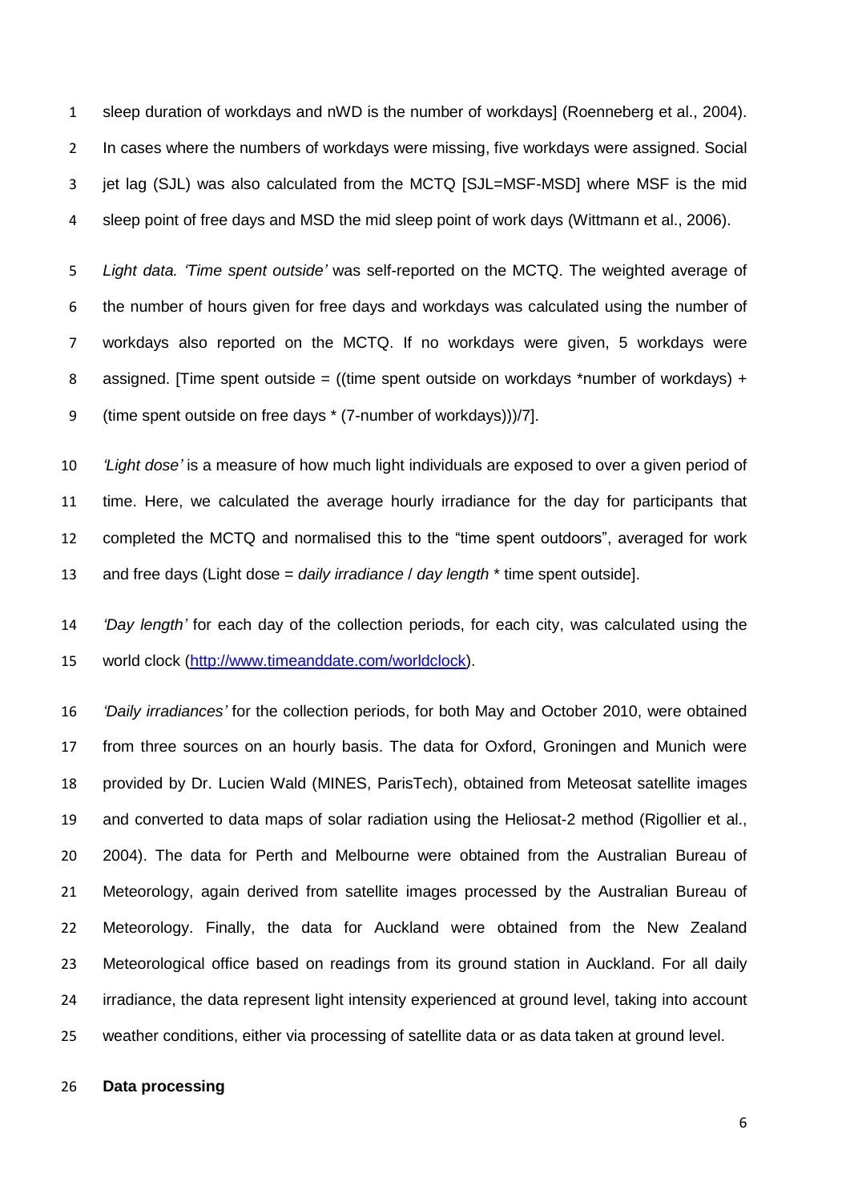sleep duration of workdays and nWD is the number of workdays] (Roenneberg et al., 2004). In cases where the numbers of workdays were missing, five workdays were assigned. Social jet lag (SJL) was also calculated from the MCTQ [SJL=MSF-MSD] where MSF is the mid sleep point of free days and MSD the mid sleep point of work days (Wittmann et al., 2006).

*Light data. 'Time spent outside'* was self-reported on the MCTQ. The weighted average of the number of hours given for free days and workdays was calculated using the number of workdays also reported on the MCTQ. If no workdays were given, 5 workdays were assigned. [Time spent outside = ((time spent outside on workdays *number of workdays) + (time spent outside on free days * (7-number of workdays)))/7].

*'Light dose'* is a measure of how much light individuals are exposed to over a given period of time. Here, we calculated the average hourly irradiance for the day for participants that completed the MCTQ and normalised this to the "time spent outdoors", averaged for work and free days (Light dose = *daily irradiance* / *day length* * time spent outside].

*'Day length'* for each day of the collection periods, for each city, was calculated using the world clock (http://www.timeanddate.com/worldclock).

*'Daily irradiances'* for the collection periods, for both May and October 2010, were obtained from three sources on an hourly basis. The data for Oxford, Groningen and Munich were provided by Dr. Lucien Wald (MINES, ParisTech), obtained from Meteosat satellite images and converted to data maps of solar radiation using the Heliosat-2 method (Rigollier et al., 2004). The data for Perth and Melbourne were obtained from the Australian Bureau of Meteorology, again derived from satellite images processed by the Australian Bureau of Meteorology. Finally, the data for Auckland were obtained from the New Zealand Meteorological office based on readings from its ground station in Auckland. For all daily irradiance, the data represent light intensity experienced at ground level, taking into account weather conditions, either via processing of satellite data or as data taken at ground level.

**Data processing**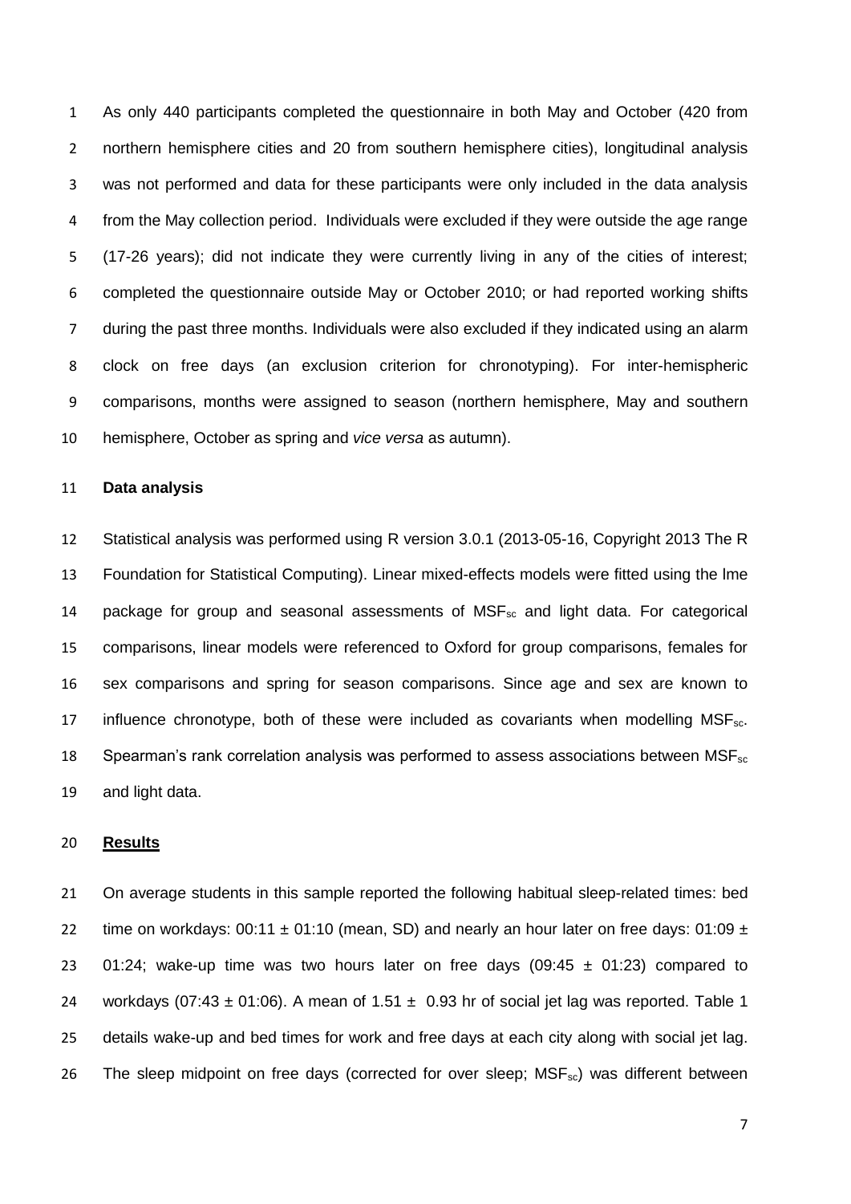As only 440 participants completed the questionnaire in both May and October (420 from northern hemisphere cities and 20 from southern hemisphere cities), longitudinal analysis was not performed and data for these participants were only included in the data analysis from the May collection period. Individuals were excluded if they were outside the age range (17-26 years); did not indicate they were currently living in any of the cities of interest; completed the questionnaire outside May or October 2010; or had reported working shifts during the past three months. Individuals were also excluded if they indicated using an alarm clock on free days (an exclusion criterion for chronotyping). For inter-hemispheric comparisons, months were assigned to season (northern hemisphere, May and southern hemisphere, October as spring and *vice versa* as autumn).

**Data analysis**

Statistical analysis was performed using R version 3.0.1 (2013-05-16, Copyright 2013 The R Foundation for Statistical Computing). Linear mixed-effects models were fitted using the lme package for group and seasonal assessments of $MSF_{sc}$ and light data. For categorical comparisons, linear models were referenced to Oxford for group comparisons, females for sex comparisons and spring for season comparisons. Since age and sex are known to influence chronotype, both of these were included as covariants when modelling $MSF_{sc}$. Spearman's rank correlation analysis was performed to assess associations between $MSF_{sc}$ and light data.

## Results

On average students in this sample reported the following habitual sleep-related times: bed time on workdays: 00:11 ± 01:10 (mean, SD) and nearly an hour later on free days: 01:09 ± 01:24; wake-up time was two hours later on free days (09:45 ± 01:23) compared to workdays (07:43 ± 01:06). A mean of 1.51 ± 0.93 hr of social jet lag was reported. Table 1 details wake-up and bed times for work and free days at each city along with social jet lag. The sleep midpoint on free days (corrected for over sleep; $MSF_{sc}$) was different between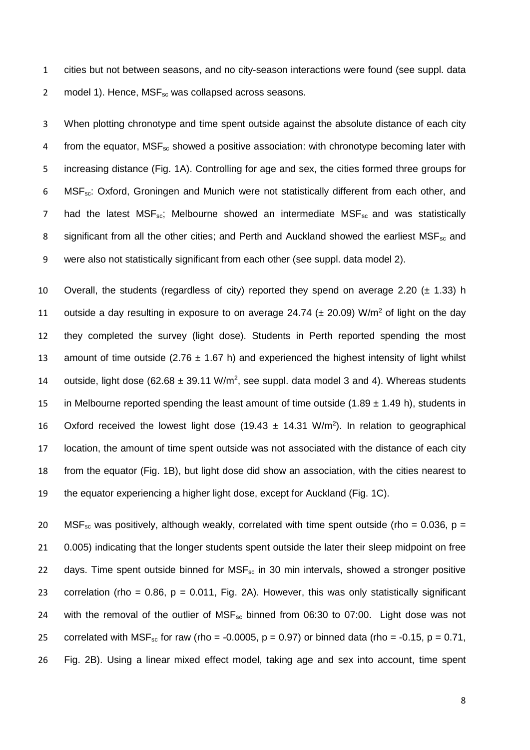cities but not between seasons, and no city-season interactions were found (see suppl. data model 1). Hence, $MSF_{sc}$ was collapsed across seasons.

When plotting chronotype and time spent outside against the absolute distance of each city from the equator, $MSF_{sc}$ showed a positive association: with chronotype becoming later with increasing distance (Fig. 1A). Controlling for age and sex, the cities formed three groups for $MSF_{sc}$: Oxford, Groningen and Munich were not statistically different from each other, and had the latest $MSF_{sc}$; Melbourne showed an intermediate $MSF_{sc}$ and was statistically significant from all the other cities; and Perth and Auckland showed the earliest $MSF_{sc}$ and were also not statistically significant from each other (see suppl. data model 2).

Overall, the students (regardless of city) reported they spend on average 2.20 ($\pm$ 1.33) h outside a day resulting in exposure to on average 24.74 ($\pm$ 20.09) $W/m^2$ of light on the day they completed the survey (light dose). Students in Perth reported spending the most amount of time outside (2.76 $\pm$ 1.67 h) and experienced the highest intensity of light whilst outside, light dose (62.68 $\pm$ 39.11 $W/m^2$, see suppl. data model 3 and 4). Whereas students in Melbourne reported spending the least amount of time outside (1.89 $\pm$ 1.49 h), students in Oxford received the lowest light dose (19.43 $\pm$ 14.31 $W/m^2$). In relation to geographical location, the amount of time spent outside was not associated with the distance of each city from the equator (Fig. 1B), but light dose did show an association, with the cities nearest to the equator experiencing a higher light dose, except for Auckland (Fig. 1C).

$MSF_{sc}$ was positively, although weakly, correlated with time spent outside (rho = 0.036, $p$ = 0.005) indicating that the longer students spent outside the later their sleep midpoint on free days. Time spent outside binned for $MSF_{sc}$ in 30 min intervals, showed a stronger positive correlation (rho = 0.86, $p$ = 0.011, Fig. 2A). However, this was only statistically significant with the removal of the outlier of $MSF_{sc}$ binned from 06:30 to 07:00. Light dose was not correlated with $MSF_{sc}$ for raw (rho = -0.0005, $p$ = 0.97) or binned data (rho = -0.15, $p$ = 0.71, Fig. 2B). Using a linear mixed effect model, taking age and sex into account, time spent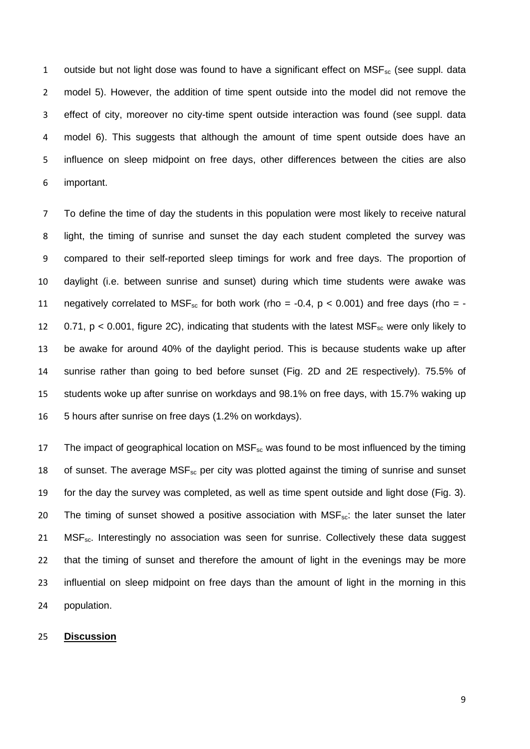outside but not light dose was found to have a significant effect on $MSF_{sc}$ (see suppl. data model 5). However, the addition of time spent outside into the model did not remove the effect of city, moreover no city-time spent outside interaction was found (see suppl. data model 6). This suggests that although the amount of time spent outside does have an influence on sleep midpoint on free days, other differences between the cities are also important.

To define the time of day the students in this population were most likely to receive natural light, the timing of sunrise and sunset the day each student completed the survey was compared to their self-reported sleep timings for work and free days. The proportion of daylight (i.e. between sunrise and sunset) during which time students were awake was negatively correlated to $MSF_{sc}$ for both work (rho = -0.4, $p < 0.001$) and free days (rho = -0.71, $p < 0.001$, figure 2C), indicating that students with the latest $MSF_{sc}$ were only likely to be awake for around 40% of the daylight period. This is because students wake up after sunrise rather than going to bed before sunset (Fig. 2D and 2E respectively). 75.5% of students woke up after sunrise on workdays and 98.1% on free days, with 15.7% waking up 5 hours after sunrise on free days (1.2% on workdays).

The impact of geographical location on $MSF_{sc}$ was found to be most influenced by the timing of sunset. The average $MSF_{sc}$ per city was plotted against the timing of sunrise and sunset for the day the survey was completed, as well as time spent outside and light dose (Fig. 3). The timing of sunset showed a positive association with $MSF_{sc}$: the later sunset the later $MSF_{sc}$. Interestingly no association was seen for sunrise. Collectively these data suggest that the timing of sunset and therefore the amount of light in the evenings may be more influential on sleep midpoint on free days than the amount of light in the morning in this population.

## **Discussion**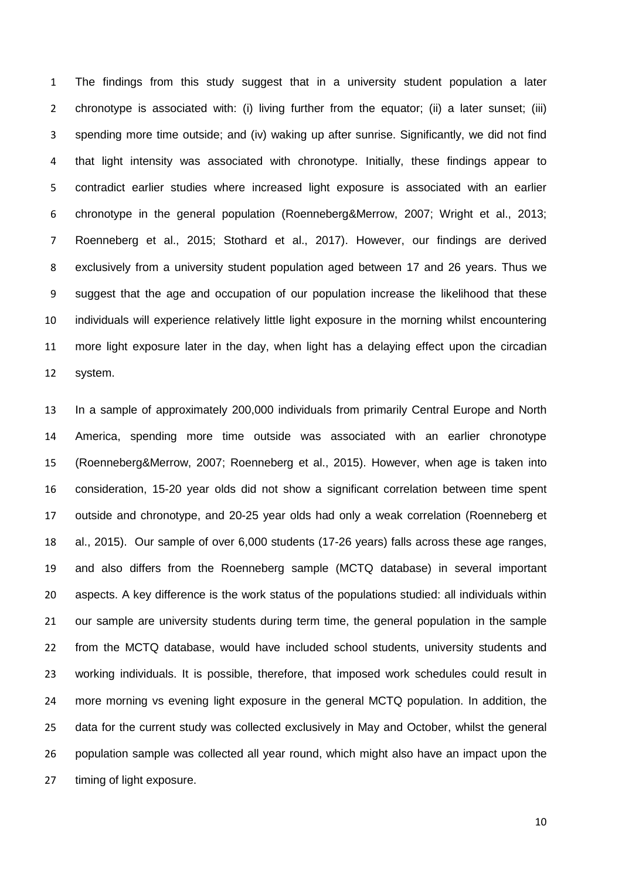The findings from this study suggest that in a university student population a later chronotype is associated with: (i) living further from the equator; (ii) a later sunset; (iii) spending more time outside; and (iv) waking up after sunrise. Significantly, we did not find that light intensity was associated with chronotype. Initially, these findings appear to contradict earlier studies where increased light exposure is associated with an earlier chronotype in the general population (Roenneberg&Merrow, 2007; Wright et al., 2013; Roenneberg et al., 2015; Stothard et al., 2017). However, our findings are derived exclusively from a university student population aged between 17 and 26 years. Thus we suggest that the age and occupation of our population increase the likelihood that these individuals will experience relatively little light exposure in the morning whilst encountering more light exposure later in the day, when light has a delaying effect upon the circadian system.

In a sample of approximately 200,000 individuals from primarily Central Europe and North America, spending more time outside was associated with an earlier chronotype (Roenneberg&Merrow, 2007; Roenneberg et al., 2015). However, when age is taken into consideration, 15-20 year olds did not show a significant correlation between time spent outside and chronotype, and 20-25 year olds had only a weak correlation (Roenneberg et al., 2015). Our sample of over 6,000 students (17-26 years) falls across these age ranges, and also differs from the Roenneberg sample (MCTQ database) in several important aspects. A key difference is the work status of the populations studied: all individuals within our sample are university students during term time, the general population in the sample from the MCTQ database, would have included school students, university students and working individuals. It is possible, therefore, that imposed work schedules could result in more morning vs evening light exposure in the general MCTQ population. In addition, the data for the current study was collected exclusively in May and October, whilst the general population sample was collected all year round, which might also have an impact upon the timing of light exposure.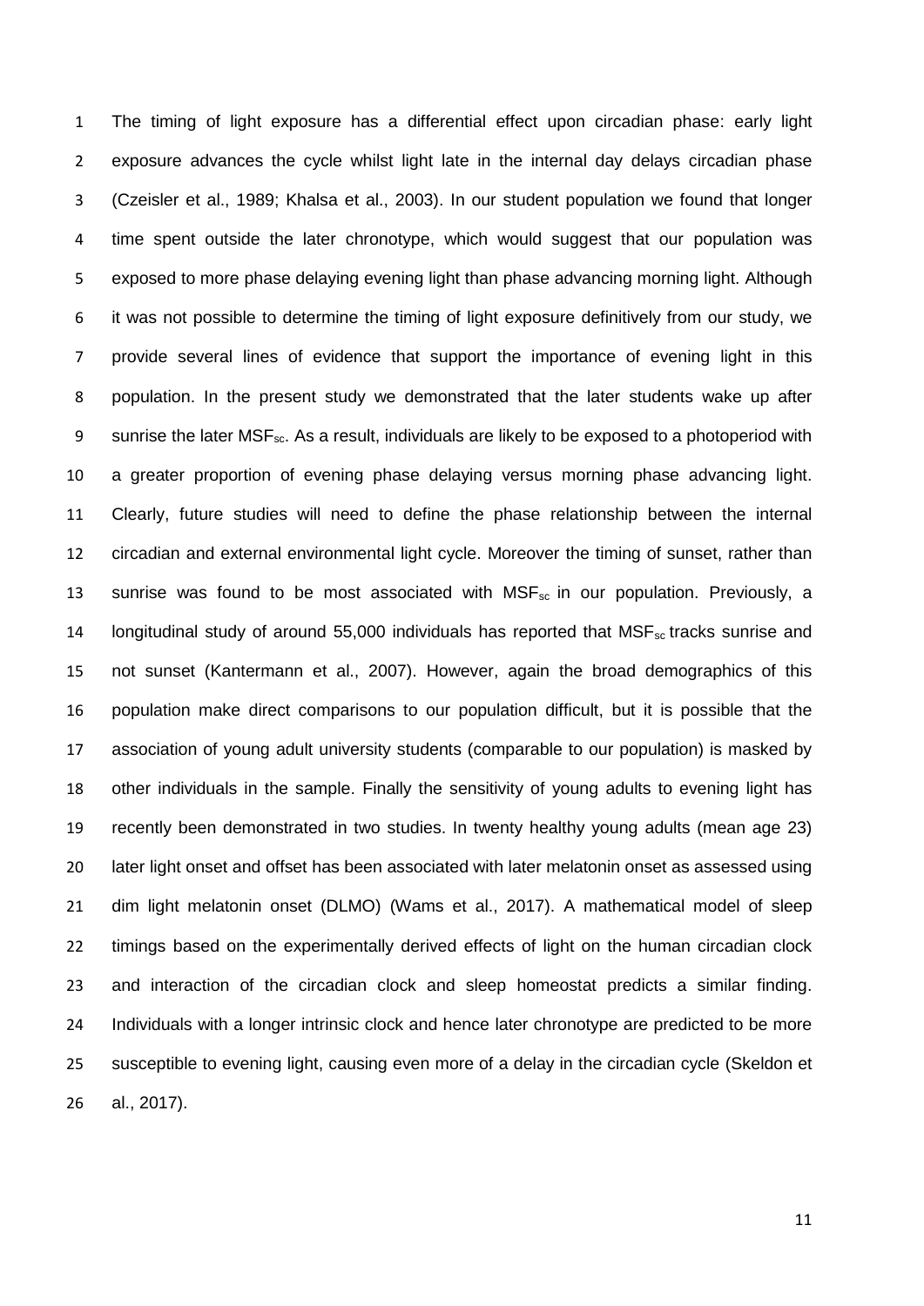The timing of light exposure has a differential effect upon circadian phase: early light exposure advances the cycle whilst light late in the internal day delays circadian phase (Czeisler et al., 1989; Khalsa et al., 2003). In our student population we found that longer time spent outside the later chronotype, which would suggest that our population was exposed to more phase delaying evening light than phase advancing morning light. Although it was not possible to determine the timing of light exposure definitively from our study, we provide several lines of evidence that support the importance of evening light in this population. In the present study we demonstrated that the later students wake up after sunrise the later $MSF_{sc}$. As a result, individuals are likely to be exposed to a photoperiod with a greater proportion of evening phase delaying versus morning phase advancing light. Clearly, future studies will need to define the phase relationship between the internal circadian and external environmental light cycle. Moreover the timing of sunset, rather than sunrise was found to be most associated with $MSF_{sc}$ in our population. Previously, a longitudinal study of around 55,000 individuals has reported that $MSF_{sc}$ tracks sunrise and not sunset (Kantermann et al., 2007). However, again the broad demographics of this population make direct comparisons to our population difficult, but it is possible that the association of young adult university students (comparable to our population) is masked by other individuals in the sample. Finally the sensitivity of young adults to evening light has recently been demonstrated in two studies. In twenty healthy young adults (mean age 23) later light onset and offset has been associated with later melatonin onset as assessed using dim light melatonin onset (DLMO) (Wams et al., 2017). A mathematical model of sleep timings based on the experimentally derived effects of light on the human circadian clock and interaction of the circadian clock and sleep homeostat predicts a similar finding. Individuals with a longer intrinsic clock and hence later chronotype are predicted to be more susceptible to evening light, causing even more of a delay in the circadian cycle (Skeldon et al., 2017).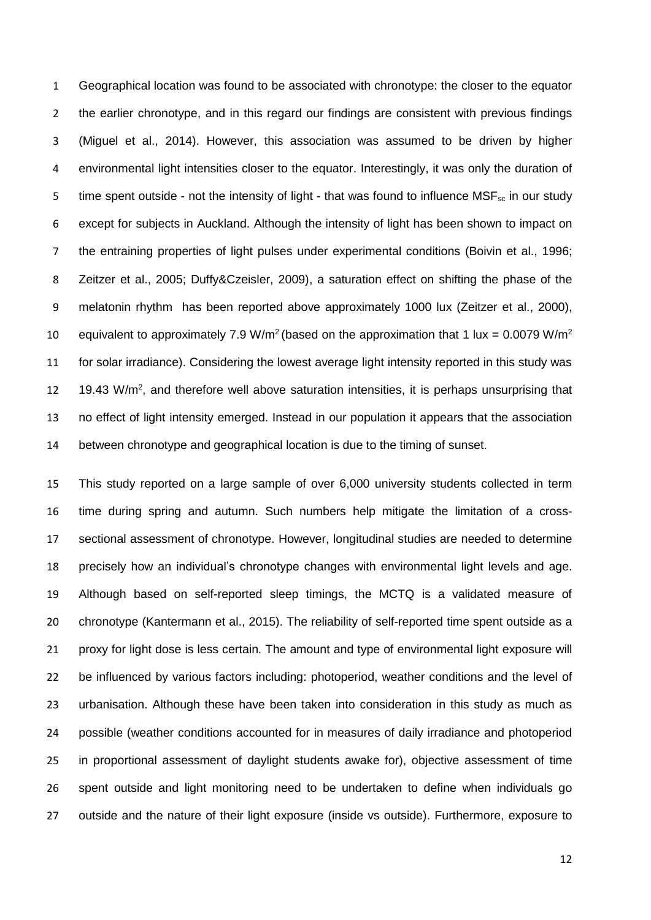Geographical location was found to be associated with chronotype: the closer to the equator the earlier chronotype, and in this regard our findings are consistent with previous findings (Miguel et al., 2014). However, this association was assumed to be driven by higher environmental light intensities closer to the equator. Interestingly, it was only the duration of time spent outside - not the intensity of light - that was found to influence $MSF_{sc}$ in our study except for subjects in Auckland. Although the intensity of light has been shown to impact on the entraining properties of light pulses under experimental conditions (Boivin et al., 1996; Zeitzer et al., 2005; Duffy&Czeisler, 2009), a saturation effect on shifting the phase of the melatonin rhythm has been reported above approximately 1000 lux (Zeitzer et al., 2000), equivalent to approximately 7.9 $W/m^2$ (based on the approximation that 1 lux = 0.0079 $W/m^2$ for solar irradiance). Considering the lowest average light intensity reported in this study was 19.43 $W/m^2$, and therefore well above saturation intensities, it is perhaps unsurprising that no effect of light intensity emerged. Instead in our population it appears that the association between chronotype and geographical location is due to the timing of sunset.

This study reported on a large sample of over 6,000 university students collected in term time during spring and autumn. Such numbers help mitigate the limitation of a cross-sectional assessment of chronotype. However, longitudinal studies are needed to determine precisely how an individual's chronotype changes with environmental light levels and age. Although based on self-reported sleep timings, the MCTQ is a validated measure of chronotype (Kantermann et al., 2015). The reliability of self-reported time spent outside as a proxy for light dose is less certain. The amount and type of environmental light exposure will be influenced by various factors including: photoperiod, weather conditions and the level of urbanisation. Although these have been taken into consideration in this study as much as possible (weather conditions accounted for in measures of daily irradiance and photoperiod in proportional assessment of daylight students awake for), objective assessment of time spent outside and light monitoring need to be undertaken to define when individuals go outside and the nature of their light exposure (inside vs outside). Furthermore, exposure to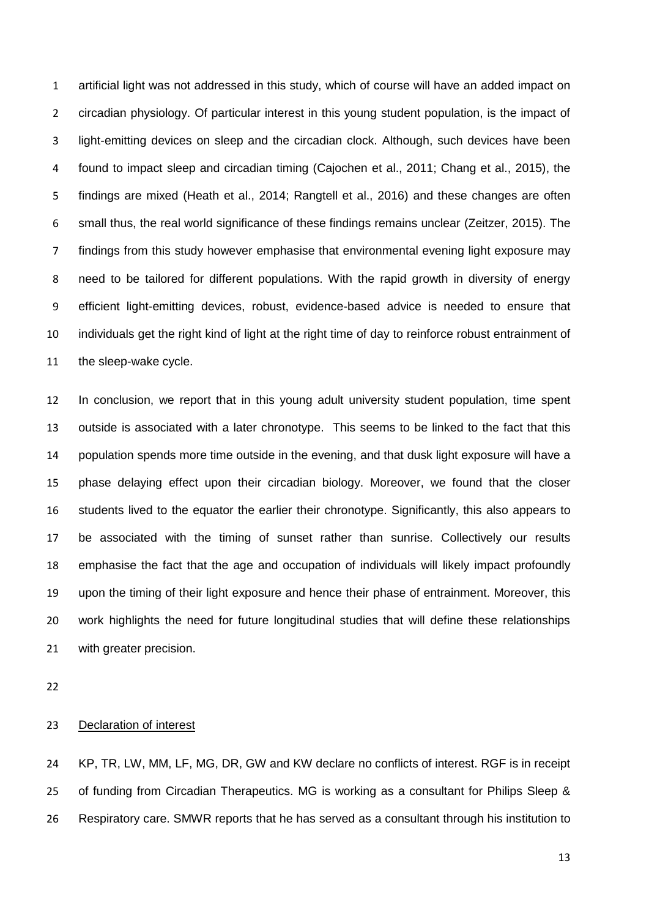artificial light was not addressed in this study, which of course will have an added impact on circadian physiology. Of particular interest in this young student population, is the impact of light-emitting devices on sleep and the circadian clock. Although, such devices have been found to impact sleep and circadian timing (Cajochen et al., 2011; Chang et al., 2015), the findings are mixed (Heath et al., 2014; Rangtell et al., 2016) and these changes are often small thus, the real world significance of these findings remains unclear (Zeitzer, 2015). The findings from this study however emphasise that environmental evening light exposure may need to be tailored for different populations. With the rapid growth in diversity of energy efficient light-emitting devices, robust, evidence-based advice is needed to ensure that individuals get the right kind of light at the right time of day to reinforce robust entrainment of the sleep-wake cycle.

In conclusion, we report that in this young adult university student population, time spent outside is associated with a later chronotype. This seems to be linked to the fact that this population spends more time outside in the evening, and that dusk light exposure will have a phase delaying effect upon their circadian biology. Moreover, we found that the closer students lived to the equator the earlier their chronotype. Significantly, this also appears to be associated with the timing of sunset rather than sunrise. Collectively our results emphasise the fact that the age and occupation of individuals will likely impact profoundly upon the timing of their light exposure and hence their phase of entrainment. Moreover, this work highlights the need for future longitudinal studies that will define these relationships with greater precision.

## Declaration of interest

KP, TR, LW, MM, LF, MG, DR, GW and KW declare no conflicts of interest. RGF is in receipt of funding from Circadian Therapeutics. MG is working as a consultant for Philips Sleep & Respiratory care. SMWR reports that he has served as a consultant through his institution to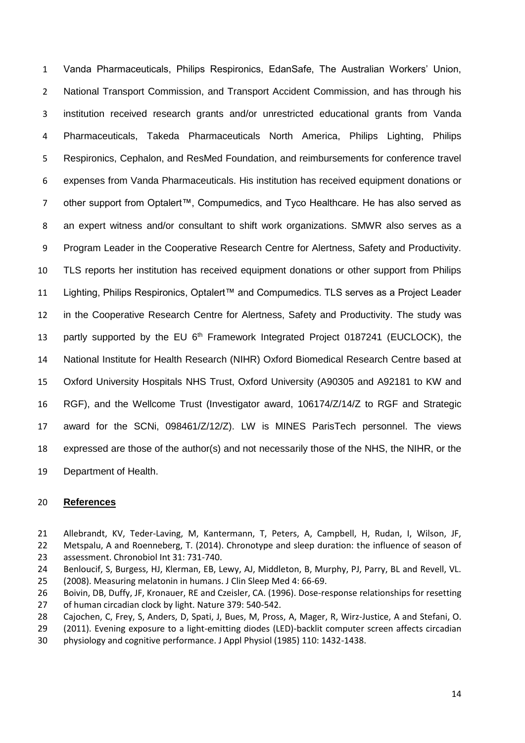Vanda Pharmaceuticals, Philips Respironics, EdanSafe, The Australian Workers' Union, National Transport Commission, and Transport Accident Commission, and has through his institution received research grants and/or unrestricted educational grants from Vanda Pharmaceuticals, Takeda Pharmaceuticals North America, Philips Lighting, Philips Respironics, Cephalon, and ResMed Foundation, and reimbursements for conference travel expenses from Vanda Pharmaceuticals. His institution has received equipment donations or other support from Optalert™, Compumedics, and Tyco Healthcare. He has also served as an expert witness and/or consultant to shift work organizations. SMWR also serves as a Program Leader in the Cooperative Research Centre for Alertness, Safety and Productivity. TLS reports her institution has received equipment donations or other support from Philips Lighting, Philips Respironics, Optalert™ and Compumedics. TLS serves as a Project Leader in the Cooperative Research Centre for Alertness, Safety and Productivity. The study was partly supported by the EU 6th Framework Integrated Project 0187241 (EUCLOCK), the National Institute for Health Research (NIHR) Oxford Biomedical Research Centre based at Oxford University Hospitals NHS Trust, Oxford University (A90305 and A92181 to KW and RGF), and the Wellcome Trust (Investigator award, 106174/Z/14/Z to RGF and Strategic award for the SCNi, 098461/Z/12/Z). LW is MINES ParisTech personnel. The views expressed are those of the author(s) and not necessarily those of the NHS, the NIHR, or the Department of Health.

## References

Allebrandt, KV, Teder-Laving, M, Kantermann, T, Peters, A, Campbell, H, Rudan, I, Wilson, JF, Metspalu, A and Roenneberg, T. (2014). Chronotype and sleep duration: the influence of season of assessment. Chronobiol Int 31: 731-740.

Benloucif, S, Burgess, HJ, Klerman, EB, Lewy, AJ, Middleton, B, Murphy, PJ, Parry, BL and Revell, VL. (2008). Measuring melatonin in humans. J Clin Sleep Med 4: 66-69.

Boivin, DB, Duffy, JF, Kronauer, RE and Czeisler, CA. (1996). Dose-response relationships for resetting of human circadian clock by light. Nature 379: 540-542.

Cajochen, C, Frey, S, Anders, D, Spati, J, Bues, M, Pross, A, Mager, R, Wirz-Justice, A and Stefani, O. (2011). Evening exposure to a light-emitting diodes (LED)-backlit computer screen affects circadian physiology and cognitive performance. J Appl Physiol (1985) 110: 1432-1438.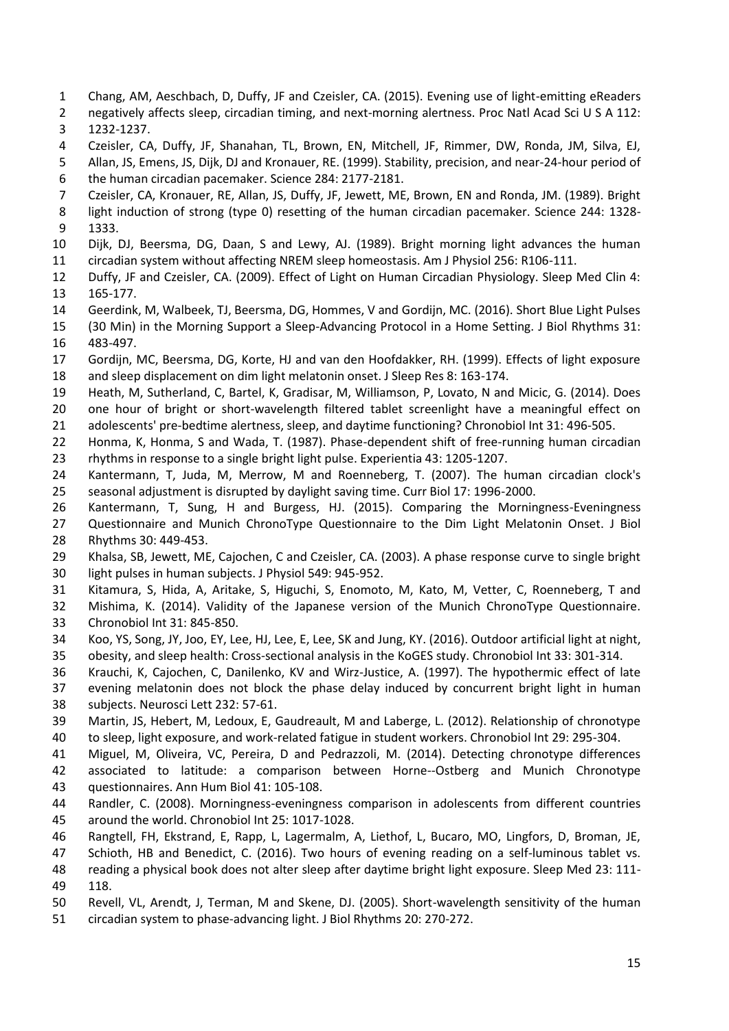Chang, AM, Aeschbach, D, Duffy, JF and Czeisler, CA. (2015). Evening use of light-emitting eReaders negatively affects sleep, circadian timing, and next-morning alertness. Proc Natl Acad Sci U S A 112: 1232-1237.

Czeisler, CA, Duffy, JF, Shanahan, TL, Brown, EN, Mitchell, JF, Rimmer, DW, Ronda, JM, Silva, EJ, Allan, JS, Emens, JS, Dijk, DJ and Kronauer, RE. (1999). Stability, precision, and near-24-hour period of the human circadian pacemaker. Science 284: 2177-2181.

Czeisler, CA, Kronauer, RE, Allan, JS, Duffy, JF, Jewett, ME, Brown, EN and Ronda, JM. (1989). Bright light induction of strong (type 0) resetting of the human circadian pacemaker. Science 244: 1328-1333.

Dijk, DJ, Beersma, DG, Daan, S and Lewy, AJ. (1989). Bright morning light advances the human circadian system without affecting NREM sleep homeostasis. Am J Physiol 256: R106-111.

Duffy, JF and Czeisler, CA. (2009). Effect of Light on Human Circadian Physiology. Sleep Med Clin 4: 165-177.

Geerdink, M, Walbeek, TJ, Beersma, DG, Hommes, V and Gordijn, MC. (2016). Short Blue Light Pulses (30 Min) in the Morning Support a Sleep-Advancing Protocol in a Home Setting. J Biol Rhythms 31: 483-497.

Gordijn, MC, Beersma, DG, Korte, HJ and van den Hoofdakker, RH. (1999). Effects of light exposure and sleep displacement on dim light melatonin onset. J Sleep Res 8: 163-174.

Heath, M, Sutherland, C, Bartel, K, Gradisar, M, Williamson, P, Lovato, N and Micic, G. (2014). Does one hour of bright or short-wavelength filtered tablet screenlight have a meaningful effect on adolescents' pre-bedtime alertness, sleep, and daytime functioning? Chronobiol Int 31: 496-505.

Honma, K, Honma, S and Wada, T. (1987). Phase-dependent shift of free-running human circadian rhythms in response to a single bright light pulse. Experientia 43: 1205-1207.

Kantermann, T, Juda, M, Merrow, M and Roenneberg, T. (2007). The human circadian clock's seasonal adjustment is disrupted by daylight saving time. Curr Biol 17: 1996-2000.

Kantermann, T, Sung, H and Burgess, HJ. (2015). Comparing the Morningness-Eveningness Questionnaire and Munich ChronoType Questionnaire to the Dim Light Melatonin Onset. J Biol Rhythms 30: 449-453.

Khalsa, SB, Jewett, ME, Cajochen, C and Czeisler, CA. (2003). A phase response curve to single bright light pulses in human subjects. J Physiol 549: 945-952.

Kitamura, S, Hida, A, Aritake, S, Higuchi, S, Enomoto, M, Kato, M, Vetter, C, Roenneberg, T and Mishima, K. (2014). Validity of the Japanese version of the Munich ChronoType Questionnaire. Chronobiol Int 31: 845-850.

Koo, YS, Song, JY, Joo, EY, Lee, HJ, Lee, E, Lee, SK and Jung, KY. (2016). Outdoor artificial light at night, obesity, and sleep health: Cross-sectional analysis in the KoGES study. Chronobiol Int 33: 301-314.

Krauchi, K, Cajochen, C, Danilenko, KV and Wirz-Justice, A. (1997). The hypothermic effect of late evening melatonin does not block the phase delay induced by concurrent bright light in human subjects. Neurosci Lett 232: 57-61.

Martin, JS, Hebert, M, Ledoux, E, Gaudreault, M and Laberge, L. (2012). Relationship of chronotype to sleep, light exposure, and work-related fatigue in student workers. Chronobiol Int 29: 295-304.

Miguel, M, Oliveira, VC, Pereira, D and Pedrazzoli, M. (2014). Detecting chronotype differences associated to latitude: a comparison between Horne--Ostberg and Munich Chronotype questionnaires. Ann Hum Biol 41: 105-108.

Randler, C. (2008). Morningness-eveningness comparison in adolescents from different countries around the world. Chronobiol Int 25: 1017-1028.

Rangtell, FH, Ekstrand, E, Rapp, L, Lagermalm, A, Liethof, L, Bucaro, MO, Lingfors, D, Broman, JE, Schioth, HB and Benedict, C. (2016). Two hours of evening reading on a self-luminous tablet vs. reading a physical book does not alter sleep after daytime bright light exposure. Sleep Med 23: 111-118.

Revell, VL, Arendt, J, Terman, M and Skene, DJ. (2005). Short-wavelength sensitivity of the human circadian system to phase-advancing light. J Biol Rhythms 20: 270-272.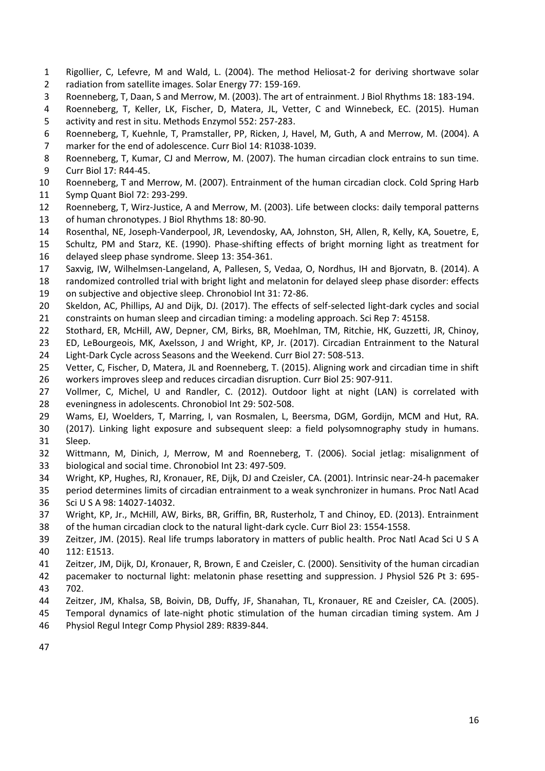Rigollier, C, Lefevre, M and Wald, L. (2004). The method Heliosat-2 for deriving shortwave solar radiation from satellite images. Solar Energy 77: 159-169.

Roenneberg, T, Daan, S and Merrow, M. (2003). The art of entrainment. J Biol Rhythms 18: 183-194.

Roenneberg, T, Keller, LK, Fischer, D, Matera, JL, Vetter, C and Winnebeck, EC. (2015). Human activity and rest in situ. Methods Enzymol 552: 257-283.

Roenneberg, T, Kuehnle, T, Pramstaller, PP, Ricken, J, Havel, M, Guth, A and Merrow, M. (2004). A marker for the end of adolescence. Curr Biol 14: R1038-1039.

Roenneberg, T, Kumar, CJ and Merrow, M. (2007). The human circadian clock entrains to sun time. Curr Biol 17: R44-45.

Roenneberg, T and Merrow, M. (2007). Entrainment of the human circadian clock. Cold Spring Harb Symp Quant Biol 72: 293-299.

Roenneberg, T, Wirz-Justice, A and Merrow, M. (2003). Life between clocks: daily temporal patterns of human chronotypes. J Biol Rhythms 18: 80-90.

Rosenthal, NE, Joseph-Vanderpool, JR, Levendosky, AA, Johnston, SH, Allen, R, Kelly, KA, Souetre, E, Schultz, PM and Starz, KE. (1990). Phase-shifting effects of bright morning light as treatment for delayed sleep phase syndrome. Sleep 13: 354-361.

Saxvig, IW, Wilhelmsen-Langeland, A, Pallesen, S, Vedaa, O, Nordhus, IH and Bjorvatn, B. (2014). A randomized controlled trial with bright light and melatonin for delayed sleep phase disorder: effects on subjective and objective sleep. Chronobiol Int 31: 72-86.

Skeldon, AC, Phillips, AJ and Dijk, DJ. (2017). The effects of self-selected light-dark cycles and social constraints on human sleep and circadian timing: a modeling approach. Sci Rep 7: 45158.

Stothard, ER, McHill, AW, Depner, CM, Birks, BR, Moehlman, TM, Ritchie, HK, Guzzetti, JR, Chinoy, ED, LeBourgeois, MK, Axelsson, J and Wright, KP, Jr. (2017). Circadian Entrainment to the Natural Light-Dark Cycle across Seasons and the Weekend. Curr Biol 27: 508-513.

Vetter, C, Fischer, D, Matera, JL and Roenneberg, T. (2015). Aligning work and circadian time in shift workers improves sleep and reduces circadian disruption. Curr Biol 25: 907-911.

Vollmer, C, Michel, U and Randler, C. (2012). Outdoor light at night (LAN) is correlated with eveningness in adolescents. Chronobiol Int 29: 502-508.

Wams, EJ, Woelders, T, Marring, I, van Rosmalen, L, Beersma, DGM, Gordijn, MCM and Hut, RA. (2017). Linking light exposure and subsequent sleep: a field polysomnography study in humans. Sleep.

Wittmann, M, Dinich, J, Merrow, M and Roenneberg, T. (2006). Social jetlag: misalignment of biological and social time. Chronobiol Int 23: 497-509.

Wright, KP, Hughes, RJ, Kronauer, RE, Dijk, DJ and Czeisler, CA. (2001). Intrinsic near-24-h pacemaker period determines limits of circadian entrainment to a weak synchronizer in humans. Proc Natl Acad Sci U S A 98: 14027-14032.

Wright, KP, Jr., McHill, AW, Birks, BR, Griffin, BR, Rusterholz, T and Chinoy, ED. (2013). Entrainment of the human circadian clock to the natural light-dark cycle. Curr Biol 23: 1554-1558.

Zeitzer, JM. (2015). Real life trumps laboratory in matters of public health. Proc Natl Acad Sci U S A 112: E1513.

Zeitzer, JM, Dijk, DJ, Kronauer, R, Brown, E and Czeisler, C. (2000). Sensitivity of the human circadian pacemaker to nocturnal light: melatonin phase resetting and suppression. J Physiol 526 Pt 3: 695-702.

Zeitzer, JM, Khalsa, SB, Boivin, DB, Duffy, JF, Shanahan, TL, Kronauer, RE and Czeisler, CA. (2005). Temporal dynamics of late-night photic stimulation of the human circadian timing system. Am J Physiol Regul Integr Comp Physiol 289: R839-844.